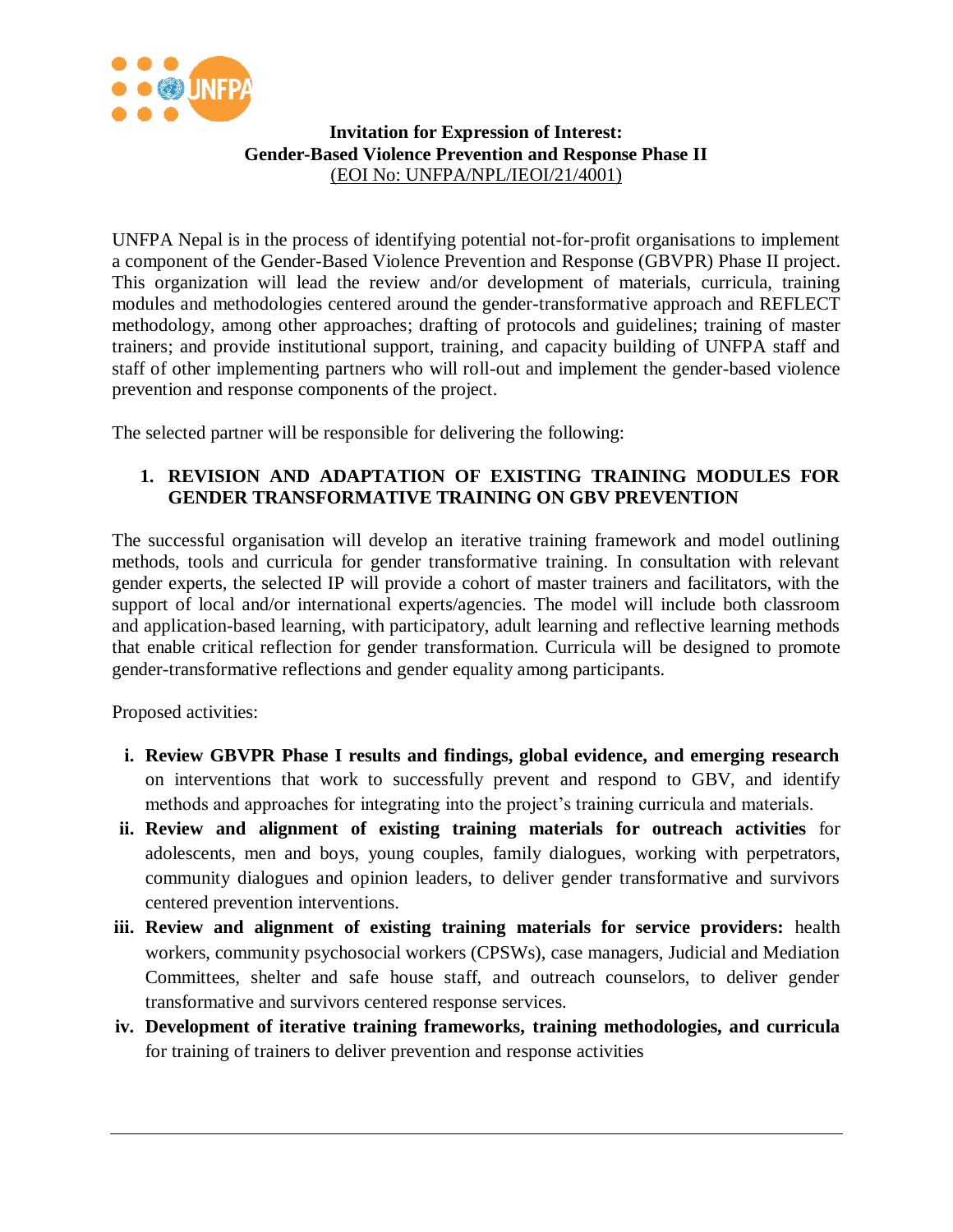**Invitation for Expression of Interest:**
**Gender-Based Violence Prevention and Response Phase II**
(EOI No: UNFPA/NPL/IEOI/21/4001)

UNFPA Nepal is in the process of identifying potential not-for-profit organisations to implement a component of the Gender-Based Violence Prevention and Response (GBVPR) Phase II project. This organization will lead the review and/or development of materials, curricula, training modules and methodologies centered around the gender-transformative approach and REFLECT methodology, among other approaches; drafting of protocols and guidelines; training of master trainers; and provide institutional support, training, and capacity building of UNFPA staff and staff of other implementing partners who will roll-out and implement the gender-based violence prevention and response components of the project.

The selected partner will be responsible for delivering the following:

## 1. REVISION AND ADAPTATION OF EXISTING TRAINING MODULES FOR GENDER TRANSFORMATIVE TRAINING ON GBV PREVENTION

The successful organisation will develop an iterative training framework and model outlining methods, tools and curricula for gender transformative training. In consultation with relevant gender experts, the selected IP will provide a cohort of master trainers and facilitators, with the support of local and/or international experts/agencies. The model will include both classroom and application-based learning, with participatory, adult learning and reflective learning methods that enable critical reflection for gender transformation. Curricula will be designed to promote gender-transformative reflections and gender equality among participants.

Proposed activities:

i. **Review GBVPR Phase I results and findings, global evidence, and emerging research** on interventions that work to successfully prevent and respond to GBV, and identify methods and approaches for integrating into the project's training curricula and materials.
ii. **Review and alignment of existing training materials for outreach activities** for adolescents, men and boys, young couples, family dialogues, working with perpetrators, community dialogues and opinion leaders, to deliver gender transformative and survivors centered prevention interventions.
iii. **Review and alignment of existing training materials for service providers:** health workers, community psychosocial workers (CPSWs), case managers, Judicial and Mediation Committees, shelter and safe house staff, and outreach counselors, to deliver gender transformative and survivors centered response services.
iv. **Development of iterative training frameworks, training methodologies, and curricula** for training of trainers to deliver prevention and response activities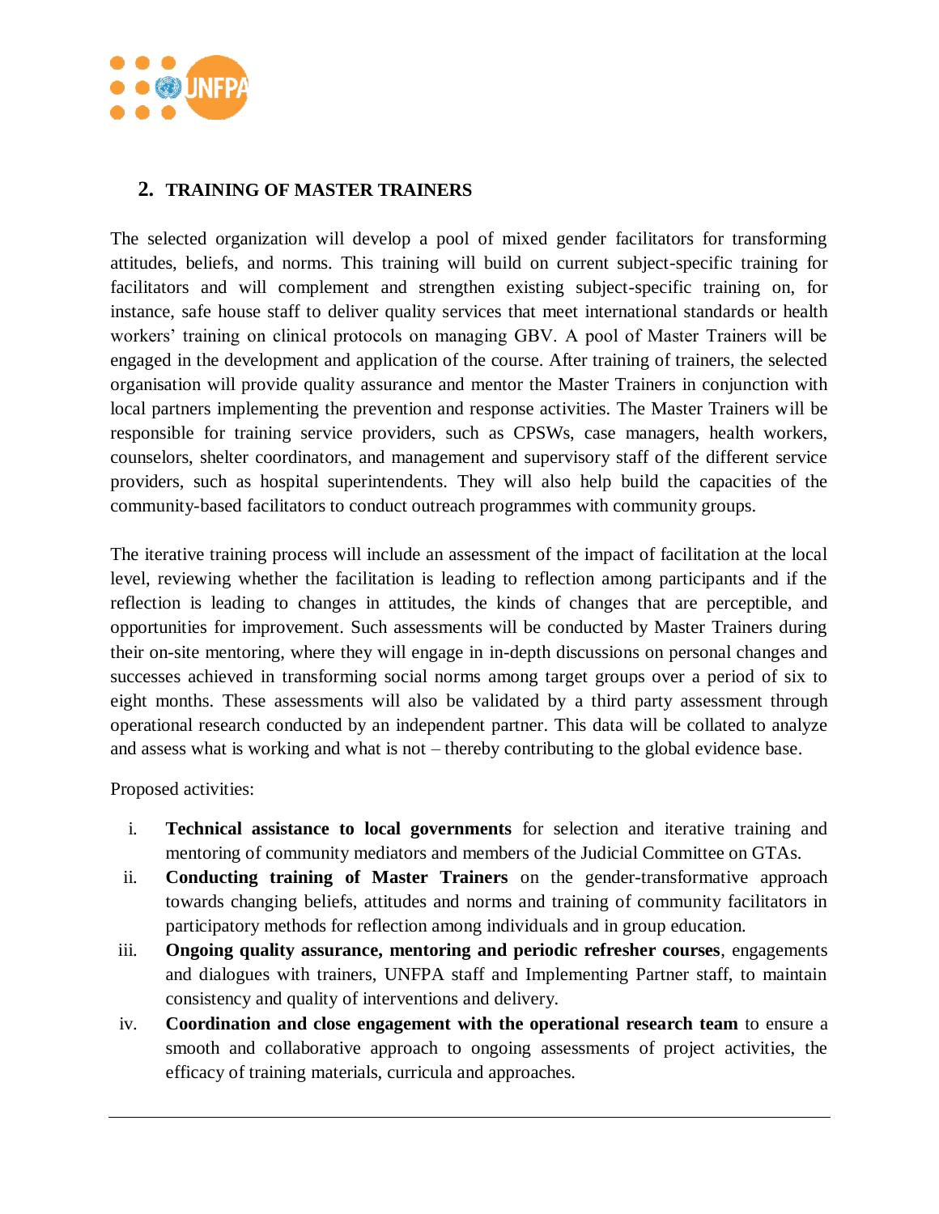## 2. TRAINING OF MASTER TRAINERS

The selected organization will develop a pool of mixed gender facilitators for transforming attitudes, beliefs, and norms. This training will build on current subject-specific training for facilitators and will complement and strengthen existing subject-specific training on, for instance, safe house staff to deliver quality services that meet international standards or health workers' training on clinical protocols on managing GBV. A pool of Master Trainers will be engaged in the development and application of the course. After training of trainers, the selected organisation will provide quality assurance and mentor the Master Trainers in conjunction with local partners implementing the prevention and response activities. The Master Trainers will be responsible for training service providers, such as CPSWs, case managers, health workers, counselors, shelter coordinators, and management and supervisory staff of the different service providers, such as hospital superintendents. They will also help build the capacities of the community-based facilitators to conduct outreach programmes with community groups.

The iterative training process will include an assessment of the impact of facilitation at the local level, reviewing whether the facilitation is leading to reflection among participants and if the reflection is leading to changes in attitudes, the kinds of changes that are perceptible, and opportunities for improvement. Such assessments will be conducted by Master Trainers during their on-site mentoring, where they will engage in in-depth discussions on personal changes and successes achieved in transforming social norms among target groups over a period of six to eight months. These assessments will also be validated by a third party assessment through operational research conducted by an independent partner. This data will be collated to analyze and assess what is working and what is not – thereby contributing to the global evidence base.

Proposed activities:

i. **Technical assistance to local governments** for selection and iterative training and mentoring of community mediators and members of the Judicial Committee on GTAs.
ii. **Conducting training of Master Trainers** on the gender-transformative approach towards changing beliefs, attitudes and norms and training of community facilitators in participatory methods for reflection among individuals and in group education.
iii. **Ongoing quality assurance, mentoring and periodic refresher courses**, engagements and dialogues with trainers, UNFPA staff and Implementing Partner staff, to maintain consistency and quality of interventions and delivery.
iv. **Coordination and close engagement with the operational research team** to ensure a smooth and collaborative approach to ongoing assessments of project activities, the efficacy of training materials, curricula and approaches.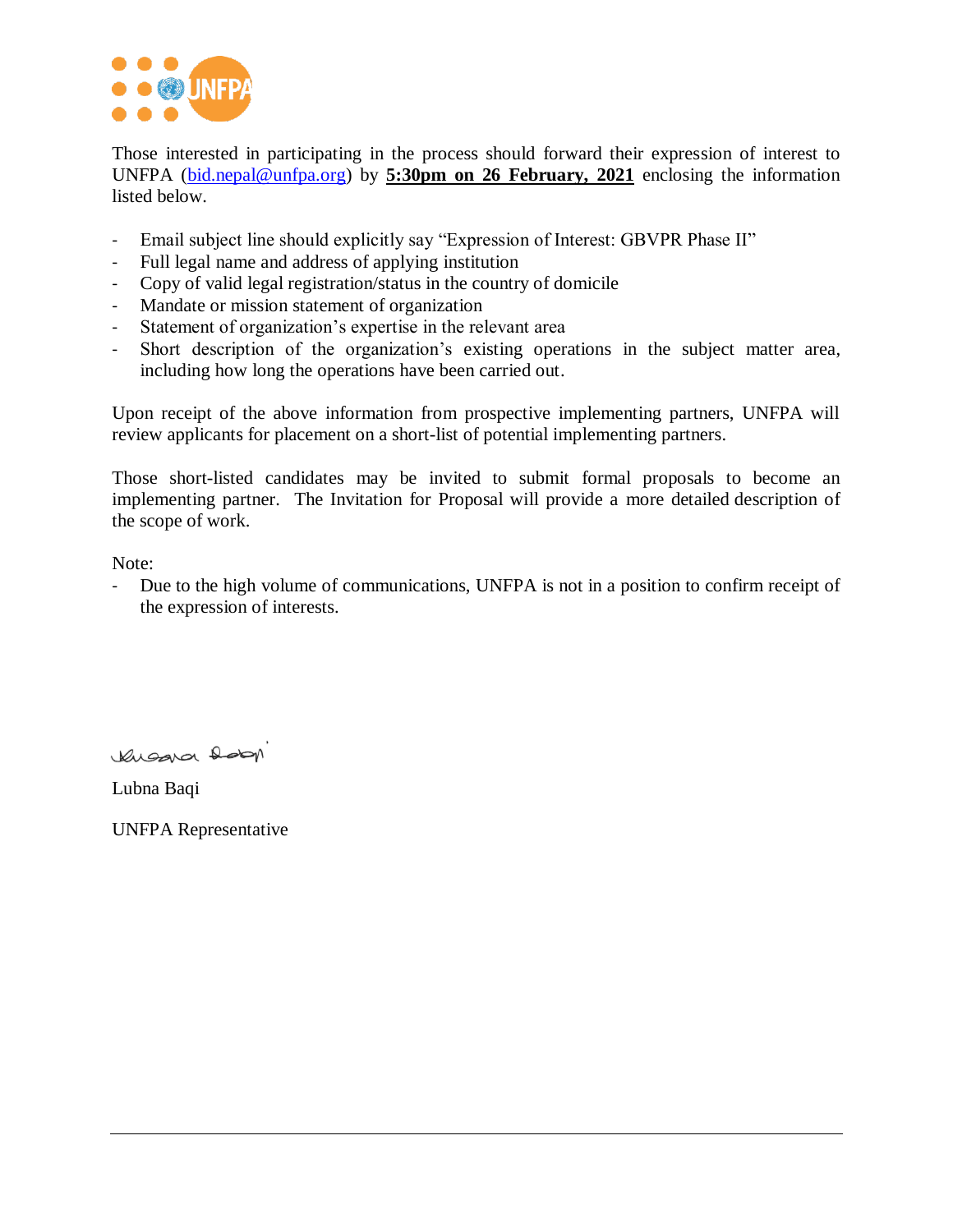Those interested in participating in the process should forward their expression of interest to UNFPA (bid.nepal@unfpa.org) by **5:30pm on 26 February, 2021** enclosing the information listed below.

- Email subject line should explicitly say "Expression of Interest: GBVPR Phase II"
- Full legal name and address of applying institution
- Copy of valid legal registration/status in the country of domicile
- Mandate or mission statement of organization
- Statement of organization's expertise in the relevant area
- Short description of the organization's existing operations in the subject matter area, including how long the operations have been carried out.

Upon receipt of the above information from prospective implementing partners, UNFPA will review applicants for placement on a short-list of potential implementing partners.

Those short-listed candidates may be invited to submit formal proposals to become an implementing partner. The Invitation for Proposal will provide a more detailed description of the scope of work.

Note:

- Due to the high volume of communications, UNFPA is not in a position to confirm receipt of the expression of interests.

Lubna Baqi

UNFPA Representative